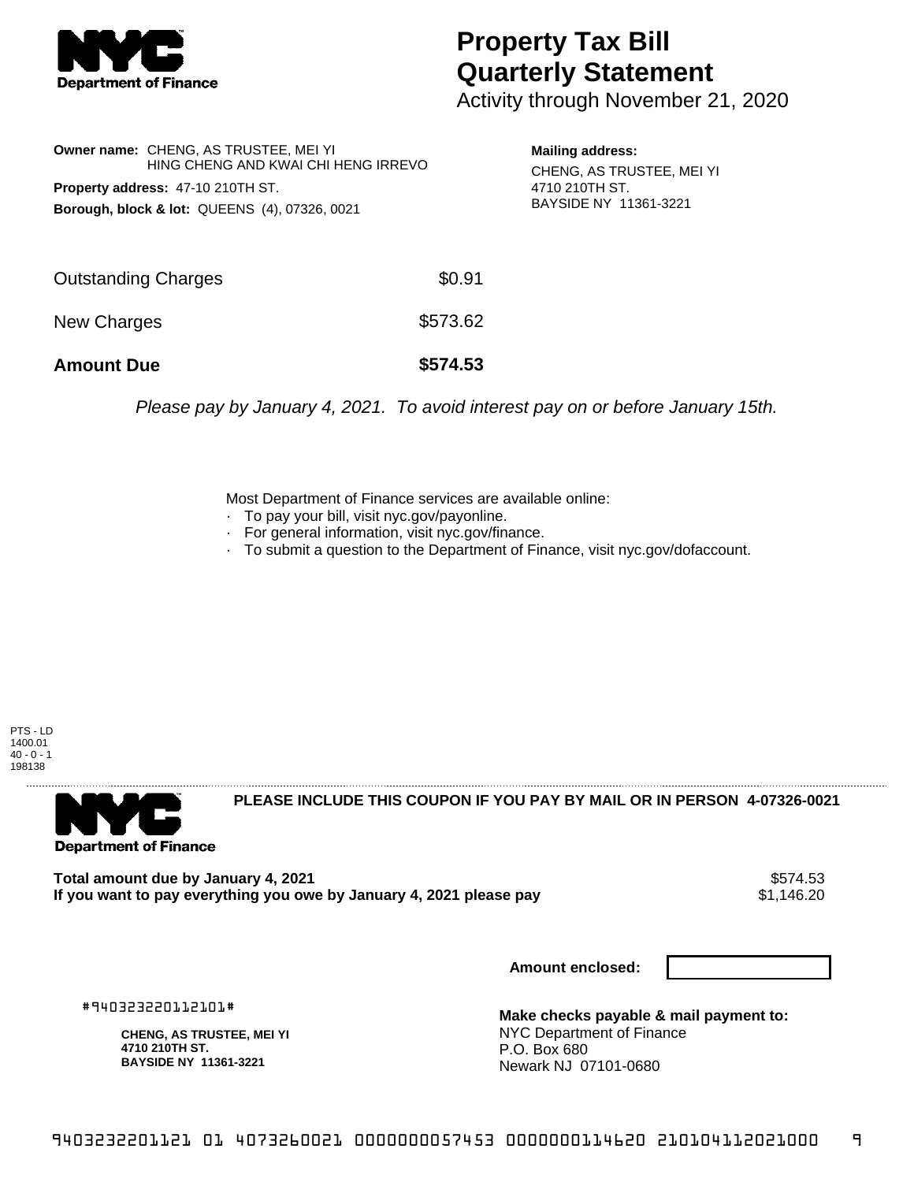# Property Tax Bill Quarterly Statement

Activity through November 21, 2020

**Owner name:** CHENG, AS TRUSTEE, MEI YI
HING CHENG AND KWAI CHI HENG IRREVO

**Property address:** 47-10 210TH ST.

**Borough, block & lot:** QUEENS (4), 07326, 0021

**Mailing address:**
CHENG, AS TRUSTEE, MEI YI
4710 210TH ST.
BAYSIDE NY 11361-3221

| | |
|---|---|
| Outstanding Charges | $0.91 |
| New Charges | $573.62 |
| **Amount Due** | **$574.53** |

*Please pay by January 4, 2021. To avoid interest pay on or before January 15th.*

Most Department of Finance services are available online:

- To pay your bill, visit nyc.gov/payonline.
- For general information, visit nyc.gov/finance.
- To submit a question to the Department of Finance, visit nyc.gov/dofaccount.

PTS - LD
1400.01
40 - 0 - 1
198138

---

**PLEASE INCLUDE THIS COUPON IF YOU PAY BY MAIL OR IN PERSON 4-07326-0021**

| | |
|---|---|
| **Total amount due by January 4, 2021** | $574.53 |
| **If you want to pay everything you owe by January 4, 2021 please pay** | $1,146.20 |

**Amount enclosed:**

#940323220112101#

**CHENG, AS TRUSTEE, MEI YI**
**4710 210TH ST.**
**BAYSIDE NY 11361-3221**

**Make checks payable & mail payment to:**
NYC Department of Finance
P.O. Box 680
Newark NJ 07101-0680

9403232201121 01 4073260021 0000000057453 0000000114620 210104112021000 9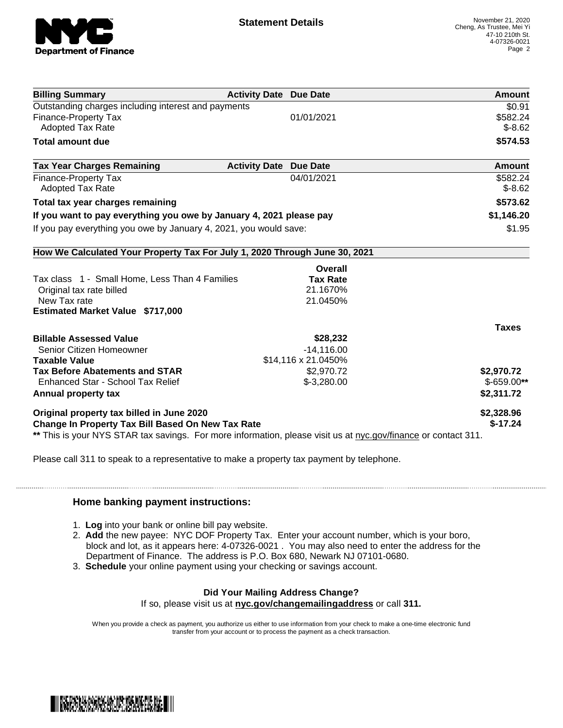# Statement Details

November 21, 2020
Cheng, As Trustee, Mei Yi
47-10 210th St.
4-07326-0021

| Billing Summary | Activity Date | Due Date | Amount |
|---|---|---|---|
| Outstanding charges including interest and payments | | | $0.91 |
| Finance-Property Tax | | 01/01/2021 | $582.24 |
| Adopted Tax Rate | | | $-8.62 |
| **Total amount due** | | | **$574.53** |

| Tax Year Charges Remaining | Activity Date | Due Date | Amount |
|---|---|---|---|
| Finance-Property Tax | | 04/01/2021 | $582.24 |
| Adopted Tax Rate | | | $-8.62 |
| **Total tax year charges remaining** | | | **$573.62** |
| **If you want to pay everything you owe by January 4, 2021 please pay** | | | **$1,146.20** |
| If you pay everything you owe by January 4, 2021, you would save: | | | $1.95 |

**How We Calculated Your Property Tax For July 1, 2020 Through June 30, 2021**

| | Overall Tax Rate | |
|---|---|---|
| Tax class 1 - Small Home, Less Than 4 Families | | |
| Original tax rate billed | 21.1670% | |
| New Tax rate | 21.0450% | |
| **Estimated Market Value $717,000** | | |

| | | Taxes |
|---|---|---|
| **Billable Assessed Value** | **$28,232** | |
| Senior Citizen Homeowner | -14,116.00 | |
| **Taxable Value** | $14,116 x 21.0450% | |
| **Tax Before Abatements and STAR** | $2,970.72 | **$2,970.72** |
| Enhanced Star - School Tax Relief | $-3,280.00 | $-659.00** |
| **Annual property tax** | | **$2,311.72** |
| **Original property tax billed in June 2020** | | **$2,328.96** |
| **Change In Property Tax Bill Based On New Tax Rate** | | **$-17.24** |

** This is your NYS STAR tax savings. For more information, please visit us at nyc.gov/finance or contact 311.

Please call 311 to speak to a representative to make a property tax payment by telephone.

### Home banking payment instructions:

1. **Log** into your bank or online bill pay website.
2. **Add** the new payee: NYC DOF Property Tax. Enter your account number, which is your boro, block and lot, as it appears here: 4-07326-0021 . You may also need to enter the address for the Department of Finance. The address is P.O. Box 680, Newark NJ 07101-0680.
3. **Schedule** your online payment using your checking or savings account.

**Did Your Mailing Address Change?**
If so, please visit us at **nyc.gov/changemailingaddress** or call **311.**

When you provide a check as payment, you authorize us either to use information from your check to make a one-time electronic fund transfer from your account or to process the payment as a check transaction.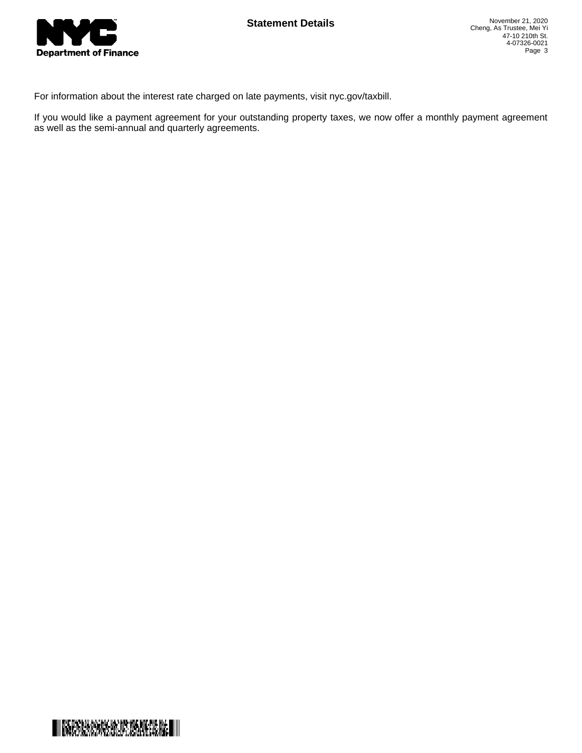For information about the interest rate charged on late payments, visit nyc.gov/taxbill.

If you would like a payment agreement for your outstanding property taxes, we now offer a monthly payment agreement as well as the semi-annual and quarterly agreements.